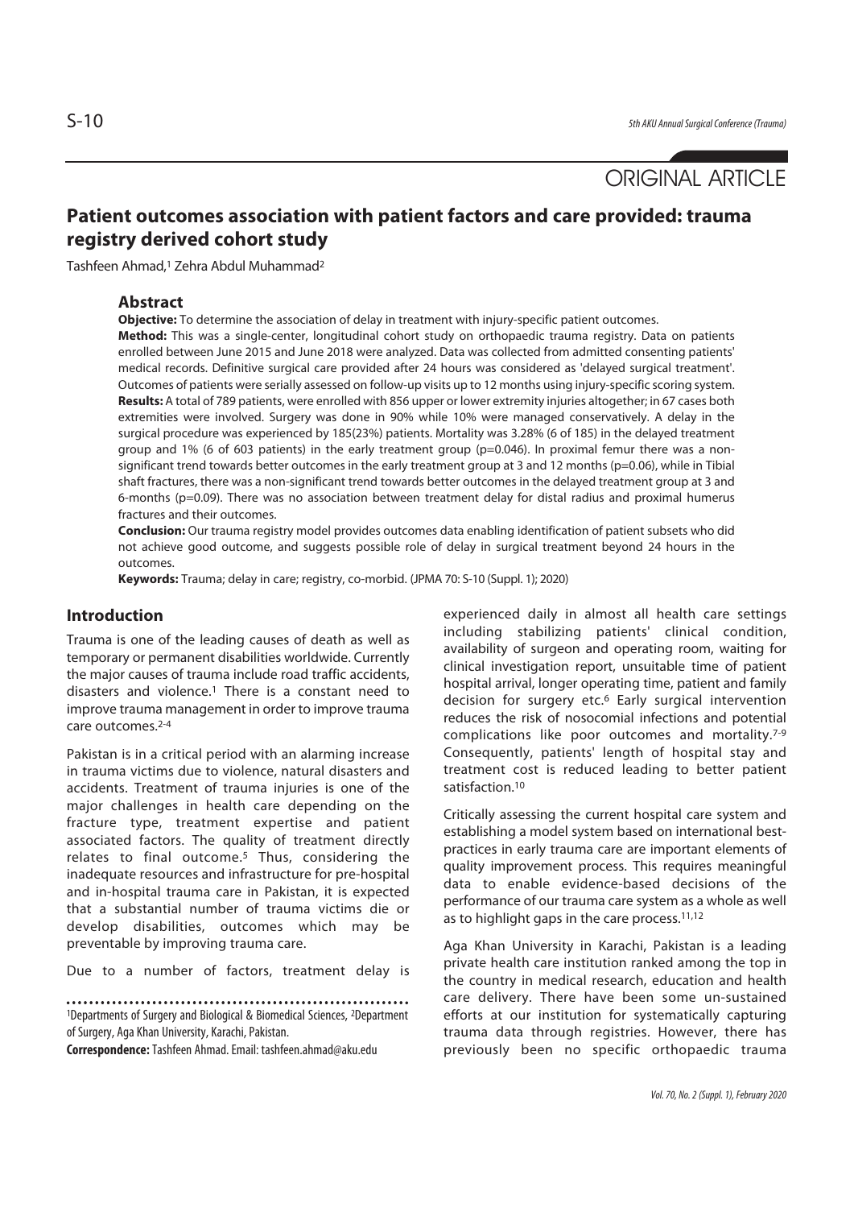ORIGINAL ARTICLE

# Patient outcomes association with patient factors and care provided: trauma registry derived cohort study

Tashfeen Ahmad,[1] Zehra Abdul Muhammad[2]

## Abstract

**Objective:** To determine the association of delay in treatment with injury-specific patient outcomes.

**Method:** This was a single-center, longitudinal cohort study on orthopaedic trauma registry. Data on patients enrolled between June 2015 and June 2018 were analyzed. Data was collected from admitted consenting patients' medical records. Definitive surgical care provided after 24 hours was considered as 'delayed surgical treatment'. Outcomes of patients were serially assessed on follow-up visits up to 12 months using injury-specific scoring system.

**Results:** A total of 789 patients, were enrolled with 856 upper or lower extremity injuries altogether; in 67 cases both extremities were involved. Surgery was done in 90% while 10% were managed conservatively. A delay in the surgical procedure was experienced by 185(23%) patients. Mortality was 3.28% (6 of 185) in the delayed treatment group and 1% (6 of 603 patients) in the early treatment group ($p=0.046$). In proximal femur there was a non-significant trend towards better outcomes in the early treatment group at 3 and 12 months ($p=0.06$), while in Tibial shaft fractures, there was a non-significant trend towards better outcomes in the delayed treatment group at 3 and 6-months ($p=0.09$). There was no association between treatment delay for distal radius and proximal humerus fractures and their outcomes.

**Conclusion:** Our trauma registry model provides outcomes data enabling identification of patient subsets who did not achieve good outcome, and suggests possible role of delay in surgical treatment beyond 24 hours in the outcomes.

**Keywords:** Trauma; delay in care; registry, co-morbid. (JPMA 70: S-10 (Suppl. 1); 2020)

## Introduction

Trauma is one of the leading causes of death as well as temporary or permanent disabilities worldwide. Currently the major causes of trauma include road traffic accidents, disasters and violence.[1] There is a constant need to improve trauma management in order to improve trauma care outcomes.[2-4]

Pakistan is in a critical period with an alarming increase in trauma victims due to violence, natural disasters and accidents. Treatment of trauma injuries is one of the major challenges in health care depending on the fracture type, treatment expertise and patient associated factors. The quality of treatment directly relates to final outcome.[5] Thus, considering the inadequate resources and infrastructure for pre-hospital and in-hospital trauma care in Pakistan, it is expected that a substantial number of trauma victims die or develop disabilities, outcomes which may be preventable by improving trauma care.

Due to a number of factors, treatment delay is experienced daily in almost all health care settings including stabilizing patients' clinical condition, availability of surgeon and operating room, waiting for clinical investigation report, unsuitable time of patient hospital arrival, longer operating time, patient and family decision for surgery etc.[6] Early surgical intervention reduces the risk of nosocomial infections and potential complications like poor outcomes and mortality.[7-9] Consequently, patients' length of hospital stay and treatment cost is reduced leading to better patient satisfaction.[10]

Critically assessing the current hospital care system and establishing a model system based on international best-practices in early trauma care are important elements of quality improvement process. This requires meaningful data to enable evidence-based decisions of the performance of our trauma care system as a whole as well as to highlight gaps in the care process.[11,12]

Aga Khan University in Karachi, Pakistan is a leading private health care institution ranked among the top in the country in medical research, education and health care delivery. There have been some un-sustained efforts at our institution for systematically capturing trauma data through registries. However, there has previously been no specific orthopaedic trauma

[1]Departments of Surgery and Biological & Biomedical Sciences, [2]Department of Surgery, Aga Khan University, Karachi, Pakistan.

**Correspondence:** Tashfeen Ahmad. Email: tashfeen.ahmad@aku.edu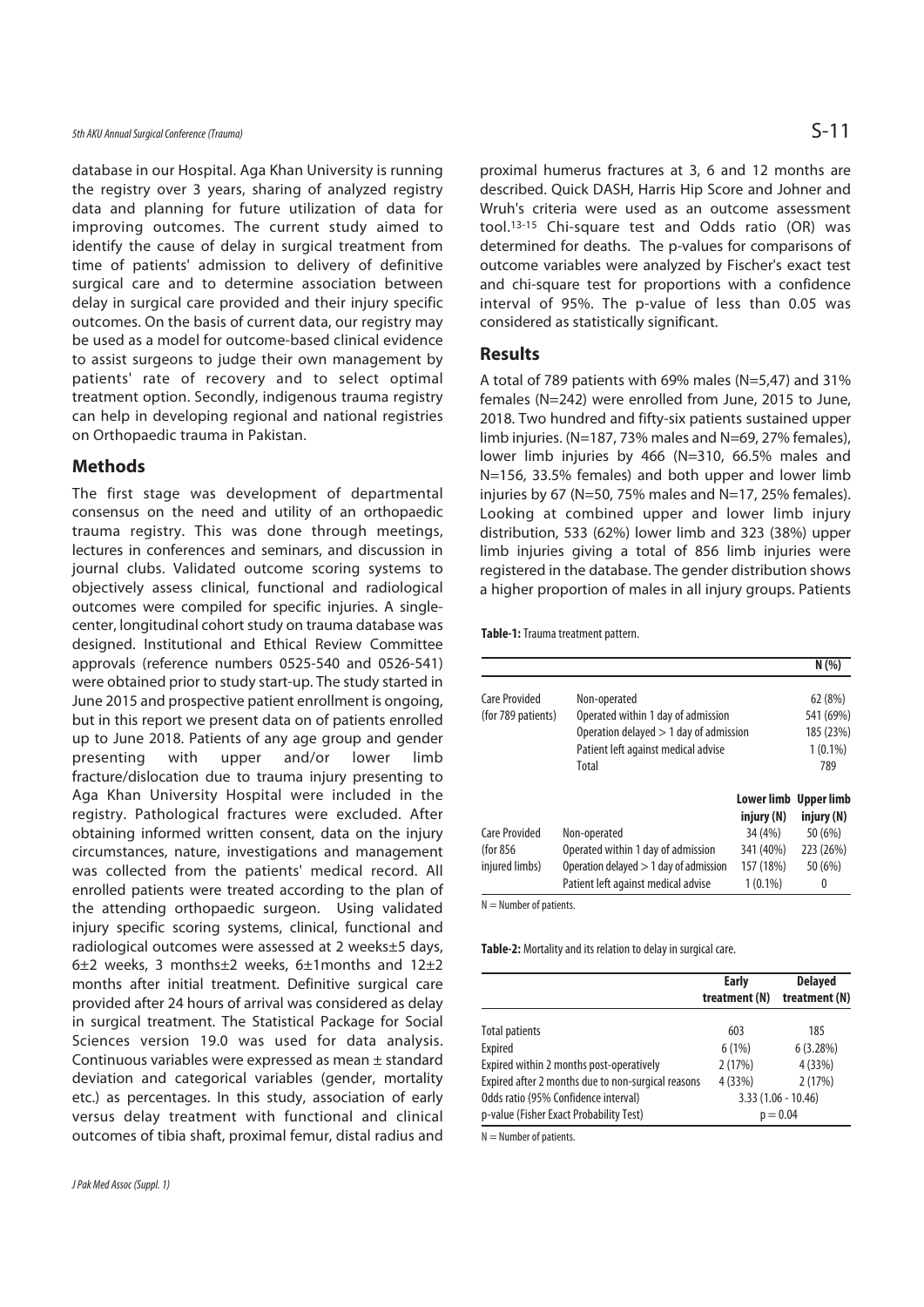database in our Hospital. Aga Khan University is running the registry over 3 years, sharing of analyzed registry data and planning for future utilization of data for improving outcomes. The current study aimed to identify the cause of delay in surgical treatment from time of patients' admission to delivery of definitive surgical care and to determine association between delay in surgical care provided and their injury specific outcomes. On the basis of current data, our registry may be used as a model for outcome-based clinical evidence to assist surgeons to judge their own management by patients' rate of recovery and to select optimal treatment option. Secondly, indigenous trauma registry can help in developing regional and national registries on Orthopaedic trauma in Pakistan.

## Methods

The first stage was development of departmental consensus on the need and utility of an orthopaedic trauma registry. This was done through meetings, lectures in conferences and seminars, and discussion in journal clubs. Validated outcome scoring systems to objectively assess clinical, functional and radiological outcomes were compiled for specific injuries. A single-center, longitudinal cohort study on trauma database was designed. Institutional and Ethical Review Committee approvals (reference numbers 0525-540 and 0526-541) were obtained prior to study start-up. The study started in June 2015 and prospective patient enrollment is ongoing, but in this report we present data on of patients enrolled up to June 2018. Patients of any age group and gender presenting with upper and/or lower limb fracture/dislocation due to trauma injury presenting to Aga Khan University Hospital were included in the registry. Pathological fractures were excluded. After obtaining informed written consent, data on the injury circumstances, nature, investigations and management was collected from the patients' medical record. All enrolled patients were treated according to the plan of the attending orthopaedic surgeon. Using validated injury specific scoring systems, clinical, functional and radiological outcomes were assessed at 2 weeks±5 days, 6±2 weeks, 3 months±2 weeks, 6±1months and 12±2 months after initial treatment. Definitive surgical care provided after 24 hours of arrival was considered as delay in surgical treatment. The Statistical Package for Social Sciences version 19.0 was used for data analysis. Continuous variables were expressed as mean ± standard deviation and categorical variables (gender, mortality etc.) as percentages. In this study, association of early versus delay treatment with functional and clinical outcomes of tibia shaft, proximal femur, distal radius and proximal humerus fractures at 3, 6 and 12 months are described. Quick DASH, Harris Hip Score and Johner and Wruh's criteria were used as an outcome assessment tool.[13-15] Chi-square test and Odds ratio (OR) was determined for deaths. The p-values for comparisons of outcome variables were analyzed by Fischer's exact test and chi-square test for proportions with a confidence interval of 95%. The p-value of less than 0.05 was considered as statistically significant.

## Results

A total of 789 patients with 69% males (N=5,47) and 31% females (N=242) were enrolled from June, 2015 to June, 2018. Two hundred and fifty-six patients sustained upper limb injuries. (N=187, 73% males and N=69, 27% females), lower limb injuries by 466 (N=310, 66.5% males and N=156, 33.5% females) and both upper and lower limb injuries by 67 (N=50, 75% males and N=17, 25% females). Looking at combined upper and lower limb injury distribution, 533 (62%) lower limb and 323 (38%) upper limb injuries giving a total of 856 limb injuries were registered in the database. The gender distribution shows a higher proportion of males in all injury groups. Patients

**Table-1:** Trauma treatment pattern.

| | | | N (%) |
|---|---|---|---|
| Care Provided (for 789 patients) | Non-operated | | 62 (8%) |
| | Operated within 1 day of admission | | 541 (69%) |
| | Operation delayed > 1 day of admission | | 185 (23%) |
| | Patient left against medical advise | | 1 (0.1%) |
| | Total | | 789 |
| | | **Lower limb injury (N)** | **Upper limb injury (N)** |
| Care Provided (for 856 injured limbs) | Non-operated | 34 (4%) | 50 (6%) |
| | Operated within 1 day of admission | 341 (40%) | 223 (26%) |
| | Operation delayed > 1 day of admission | 157 (18%) | 50 (6%) |
| | Patient left against medical advise | 1 (0.1%) | 0 |

N = Number of patients.

**Table-2:** Mortality and its relation to delay in surgical care.

| | Early treatment (N) | Delayed treatment (N) |
|---|---|---|
| Total patients | 603 | 185 |
| Expired | 6 (1%) | 6 (3.28%) |
| Expired within 2 months post-operatively | 2 (17%) | 4 (33%) |
| Expired after 2 months due to non-surgical reasons | 4 (33%) | 2 (17%) |
| Odds ratio (95% Confidence interval) | 3.33 (1.06 - 10.46) | |
| p-value (Fisher Exact Probability Test) | p = 0.04 | |

N = Number of patients.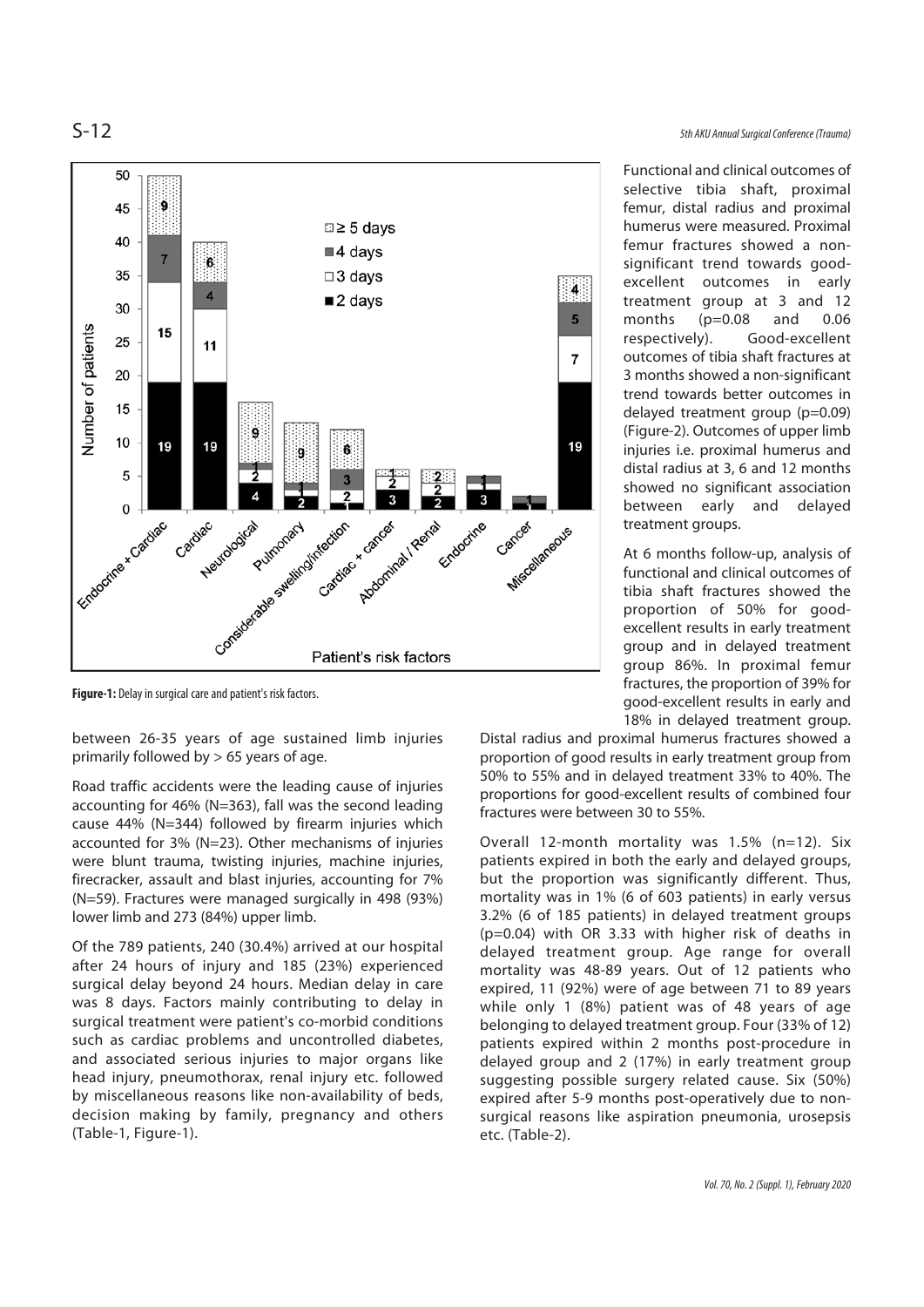Figure-1: Delay in surgical care and patient's risk factors.

between 26-35 years of age sustained limb injuries primarily followed by > 65 years of age.

Road traffic accidents were the leading cause of injuries accounting for 46% (N=363), fall was the second leading cause 44% (N=344) followed by firearm injuries which accounted for 3% (N=23). Other mechanisms of injuries were blunt trauma, twisting injuries, machine injuries, firecracker, assault and blast injuries, accounting for 7% (N=59). Fractures were managed surgically in 498 (93%) lower limb and 273 (84%) upper limb.

Of the 789 patients, 240 (30.4%) arrived at our hospital after 24 hours of injury and 185 (23%) experienced surgical delay beyond 24 hours. Median delay in care was 8 days. Factors mainly contributing to delay in surgical treatment were patient's co-morbid conditions such as cardiac problems and uncontrolled diabetes, and associated serious injuries to major organs like head injury, pneumothorax, renal injury etc. followed by miscellaneous reasons like non-availability of beds, decision making by family, pregnancy and others (Table-1, Figure-1).

Functional and clinical outcomes of selective tibia shaft, proximal femur, distal radius and proximal humerus were measured. Proximal femur fractures showed a non-significant trend towards good-excellent outcomes in early treatment group at 3 and 12 months (p=0.08 and 0.06 respectively). Good-excellent outcomes of tibia shaft fractures at 3 months showed a non-significant trend towards better outcomes in delayed treatment group (p=0.09) (Figure-2). Outcomes of upper limb injuries i.e. proximal humerus and distal radius at 3, 6 and 12 months showed no significant association between early and delayed treatment groups.

At 6 months follow-up, analysis of functional and clinical outcomes of tibia shaft fractures showed the proportion of 50% for good-excellent results in early treatment group and in delayed treatment group 86%. In proximal femur fractures, the proportion of 39% for good-excellent results in early and 18% in delayed treatment group. Distal radius and proximal humerus fractures showed a proportion of good results in early treatment group from 50% to 55% and in delayed treatment 33% to 40%. The proportions for good-excellent results of combined four fractures were between 30 to 55%.

Overall 12-month mortality was 1.5% (n=12). Six patients expired in both the early and delayed groups, but the proportion was significantly different. Thus, mortality was in 1% (6 of 603 patients) in early versus 3.2% (6 of 185 patients) in delayed treatment groups (p=0.04) with OR 3.33 with higher risk of deaths in delayed treatment group. Age range for overall mortality was 48-89 years. Out of 12 patients who expired, 11 (92%) were of age between 71 to 89 years while only 1 (8%) patient was of 48 years of age belonging to delayed treatment group. Four (33% of 12) patients expired within 2 months post-procedure in delayed group and 2 (17%) in early treatment group suggesting possible surgery related cause. Six (50%) expired after 5-9 months post-operatively due to non-surgical reasons like aspiration pneumonia, urosepsis etc. (Table-2).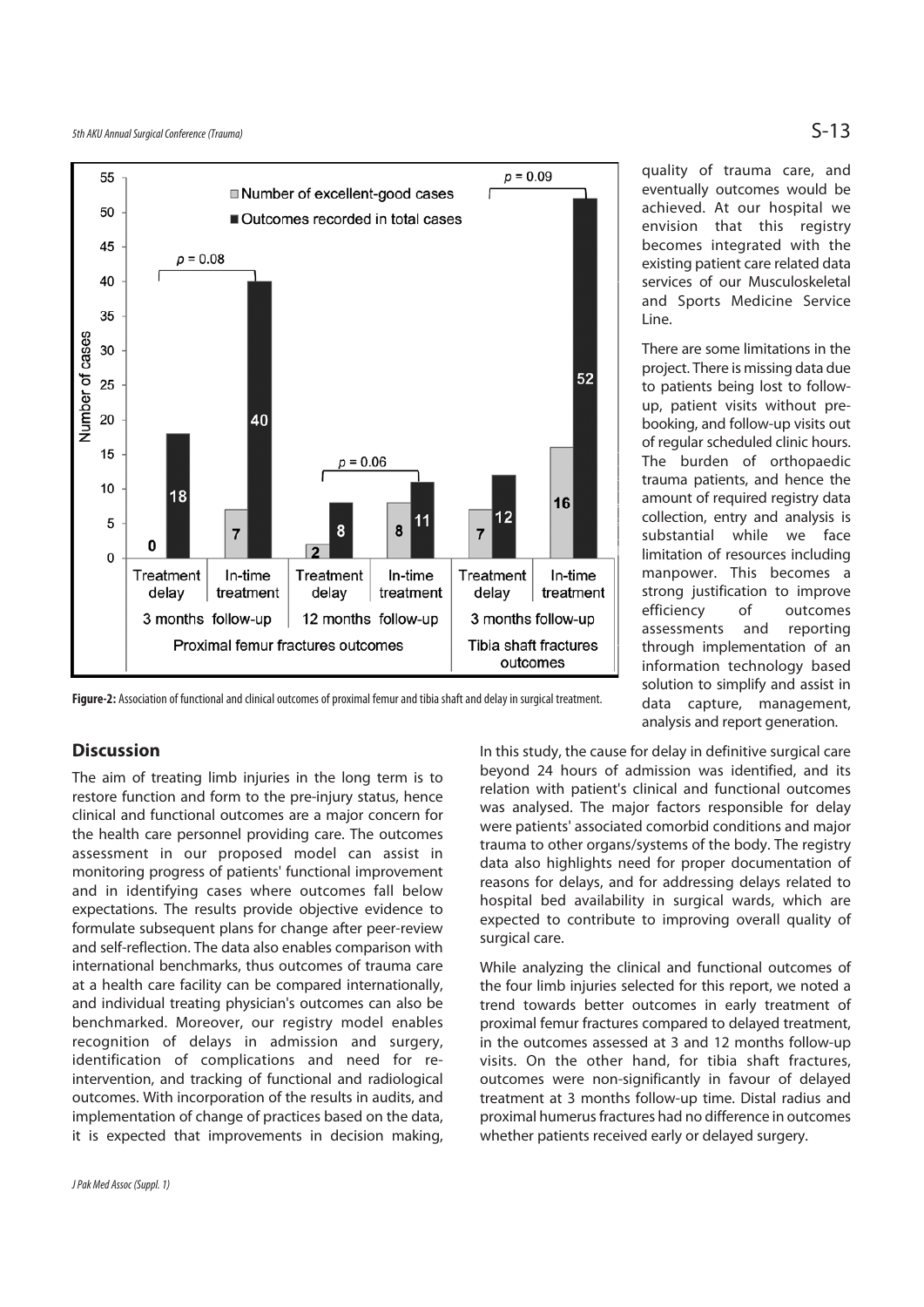Figure-2: Association of functional and clinical outcomes of proximal femur and tibia shaft and delay in surgical treatment.

quality of trauma care, and eventually outcomes would be achieved. At our hospital we envision that this registry becomes integrated with the existing patient care related data services of our Musculoskeletal and Sports Medicine Service Line.

There are some limitations in the project. There is missing data due to patients being lost to follow-up, patient visits without pre-booking, and follow-up visits out of regular scheduled clinic hours. The burden of orthopaedic trauma patients, and hence the amount of required registry data collection, entry and analysis is substantial while we face limitation of resources including manpower. This becomes a strong justification to improve efficiency of outcomes assessments and reporting through implementation of an information technology based solution to simplify and assist in data capture, management, analysis and report generation.

## Discussion

The aim of treating limb injuries in the long term is to restore function and form to the pre-injury status, hence clinical and functional outcomes are a major concern for the health care personnel providing care. The outcomes assessment in our proposed model can assist in monitoring progress of patients' functional improvement and in identifying cases where outcomes fall below expectations. The results provide objective evidence to formulate subsequent plans for change after peer-review and self-reflection. The data also enables comparison with international benchmarks, thus outcomes of trauma care at a health care facility can be compared internationally, and individual treating physician's outcomes can also be benchmarked. Moreover, our registry model enables recognition of delays in admission and surgery, identification of complications and need for re-intervention, and tracking of functional and radiological outcomes. With incorporation of the results in audits, and implementation of change of practices based on the data, it is expected that improvements in decision making,

In this study, the cause for delay in definitive surgical care beyond 24 hours of admission was identified, and its relation with patient's clinical and functional outcomes was analysed. The major factors responsible for delay were patients' associated comorbid conditions and major trauma to other organs/systems of the body. The registry data also highlights need for proper documentation of reasons for delays, and for addressing delays related to hospital bed availability in surgical wards, which are expected to contribute to improving overall quality of surgical care.

While analyzing the clinical and functional outcomes of the four limb injuries selected for this report, we noted a trend towards better outcomes in early treatment of proximal femur fractures compared to delayed treatment, in the outcomes assessed at 3 and 12 months follow-up visits. On the other hand, for tibia shaft fractures, outcomes were non-significantly in favour of delayed treatment at 3 months follow-up time. Distal radius and proximal humerus fractures had no difference in outcomes whether patients received early or delayed surgery.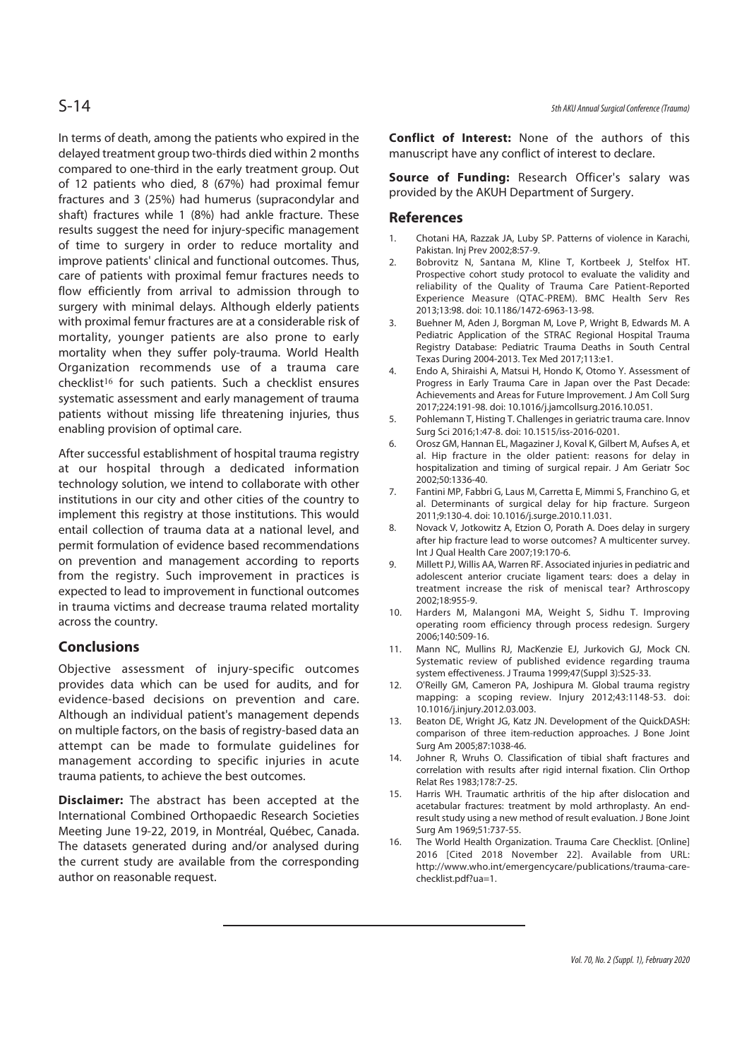In terms of death, among the patients who expired in the delayed treatment group two-thirds died within 2 months compared to one-third in the early treatment group. Out of 12 patients who died, 8 (67%) had proximal femur fractures and 3 (25%) had humerus (supracondylar and shaft) fractures while 1 (8%) had ankle fracture. These results suggest the need for injury-specific management of time to surgery in order to reduce mortality and improve patients' clinical and functional outcomes. Thus, care of patients with proximal femur fractures needs to flow efficiently from arrival to admission through to surgery with minimal delays. Although elderly patients with proximal femur fractures are at a considerable risk of mortality, younger patients are also prone to early mortality when they suffer poly-trauma. World Health Organization recommends use of a trauma care checklist[16] for such patients. Such a checklist ensures systematic assessment and early management of trauma patients without missing life threatening injuries, thus enabling provision of optimal care.

After successful establishment of hospital trauma registry at our hospital through a dedicated information technology solution, we intend to collaborate with other institutions in our city and other cities of the country to implement this registry at those institutions. This would entail collection of trauma data at a national level, and permit formulation of evidence based recommendations on prevention and management according to reports from the registry. Such improvement in practices is expected to lead to improvement in functional outcomes in trauma victims and decrease trauma related mortality across the country.

## Conclusions

Objective assessment of injury-specific outcomes provides data which can be used for audits, and for evidence-based decisions on prevention and care. Although an individual patient's management depends on multiple factors, on the basis of registry-based data an attempt can be made to formulate guidelines for management according to specific injuries in acute trauma patients, to achieve the best outcomes.

**Disclaimer:** The abstract has been accepted at the International Combined Orthopaedic Research Societies Meeting June 19-22, 2019, in Montréal, Québec, Canada. The datasets generated during and/or analysed during the current study are available from the corresponding author on reasonable request.

**Conflict of Interest:** None of the authors of this manuscript have any conflict of interest to declare.

**Source of Funding:** Research Officer's salary was provided by the AKUH Department of Surgery.

## References

1. Chotani HA, Razzak JA, Luby SP. Patterns of violence in Karachi, Pakistan. Inj Prev 2002;8:57-9.
2. Bobrovitz N, Santana M, Kline T, Kortbeek J, Stelfox HT. Prospective cohort study protocol to evaluate the validity and reliability of the Quality of Trauma Care Patient-Reported Experience Measure (QTAC-PREM). BMC Health Serv Res 2013;13:98. doi: 10.1186/1472-6963-13-98.
3. Buehner M, Aden J, Borgman M, Love P, Wright B, Edwards M. A Pediatric Application of the STRAC Regional Hospital Trauma Registry Database: Pediatric Trauma Deaths in South Central Texas During 2004-2013. Tex Med 2017;113:e1.
4. Endo A, Shiraishi A, Matsui H, Hondo K, Otomo Y. Assessment of Progress in Early Trauma Care in Japan over the Past Decade: Achievements and Areas for Future Improvement. J Am Coll Surg 2017;224:191-98. doi: 10.1016/j.jamcollsurg.2016.10.051.
5. Pohlemann T, Histing T. Challenges in geriatric trauma care. Innov Surg Sci 2016;1:47-8. doi: 10.1515/iss-2016-0201.
6. Orosz GM, Hannan EL, Magaziner J, Koval K, Gilbert M, Aufses A, et al. Hip fracture in the older patient: reasons for delay in hospitalization and timing of surgical repair. J Am Geriatr Soc 2002;50:1336-40.
7. Fantini MP, Fabbri G, Laus M, Carretta E, Mimmi S, Franchino G, et al. Determinants of surgical delay for hip fracture. Surgeon 2011;9:130-4. doi: 10.1016/j.surge.2010.11.031.
8. Novack V, Jotkowitz A, Etzion O, Porath A. Does delay in surgery after hip fracture lead to worse outcomes? A multicenter survey. Int J Qual Health Care 2007;19:170-6.
9. Millett PJ, Willis AA, Warren RF. Associated injuries in pediatric and adolescent anterior cruciate ligament tears: does a delay in treatment increase the risk of meniscal tear? Arthroscopy 2002;18:955-9.
10. Harders M, Malangoni MA, Weight S, Sidhu T. Improving operating room efficiency through process redesign. Surgery 2006;140:509-16.
11. Mann NC, Mullins RJ, MacKenzie EJ, Jurkovich GJ, Mock CN. Systematic review of published evidence regarding trauma system effectiveness. J Trauma 1999;47(Suppl 3):S25-33.
12. O'Reilly GM, Cameron PA, Joshipura M. Global trauma registry mapping: a scoping review. Injury 2012;43:1148-53. doi: 10.1016/j.injury.2012.03.003.
13. Beaton DE, Wright JG, Katz JN. Development of the QuickDASH: comparison of three item-reduction approaches. J Bone Joint Surg Am 2005;87:1038-46.
14. Johner R, Wruhs O. Classification of tibial shaft fractures and correlation with results after rigid internal fixation. Clin Orthop Relat Res 1983;178:7-25.
15. Harris WH. Traumatic arthritis of the hip after dislocation and acetabular fractures: treatment by mold arthroplasty. An end-result study using a new method of result evaluation. J Bone Joint Surg Am 1969;51:737-55.
16. The World Health Organization. Trauma Care Checklist. [Online] 2016 [Cited 2018 November 22]. Available from URL: http://www.who.int/emergencycare/publications/trauma-care-checklist.pdf?ua=1.